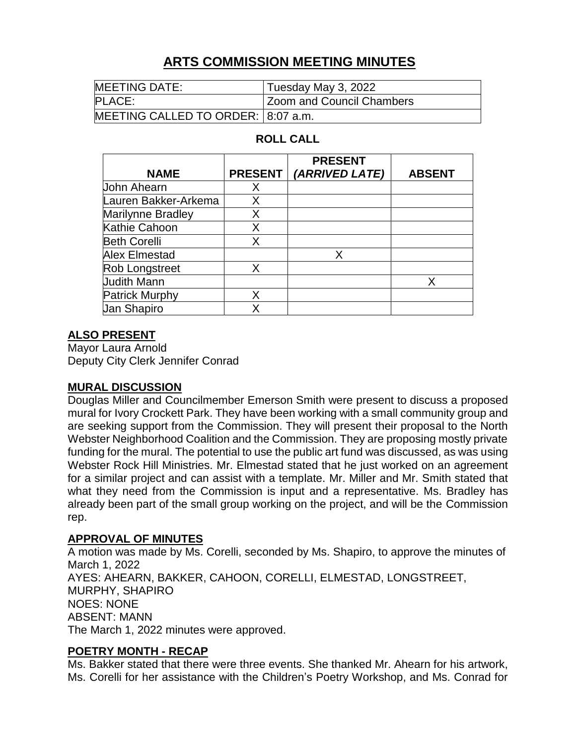# ARTS COMMISSION MEETING MINUTES

| MEETING DATE: | Tuesday May 3, 2022 |
|---|---|
| PLACE: | Zoom and Council Chambers |
| MEETING CALLED TO ORDER: | 8:07 a.m. |

**ROLL CALL**

| NAME | PRESENT | PRESENT *(ARRIVED LATE)* | ABSENT |
|---|---|---|---|
| John Ahearn | X | | |
| Lauren Bakker-Arkema | X | | |
| Marilynne Bradley | X | | |
| Kathie Cahoon | X | | |
| Beth Corelli | X | | |
| Alex Elmestad | | X | |
| Rob Longstreet | X | | |
| Judith Mann | | | X |
| Patrick Murphy | X | | |
| Jan Shapiro | X | | |

## ALSO PRESENT

Mayor Laura Arnold
Deputy City Clerk Jennifer Conrad

## MURAL DISCUSSION

Douglas Miller and Councilmember Emerson Smith were present to discuss a proposed mural for Ivory Crockett Park. They have been working with a small community group and are seeking support from the Commission. They will present their proposal to the North Webster Neighborhood Coalition and the Commission. They are proposing mostly private funding for the mural. The potential to use the public art fund was discussed, as was using Webster Rock Hill Ministries. Mr. Elmestad stated that he just worked on an agreement for a similar project and can assist with a template. Mr. Miller and Mr. Smith stated that what they need from the Commission is input and a representative. Ms. Bradley has already been part of the small group working on the project, and will be the Commission rep.

## APPROVAL OF MINUTES

A motion was made by Ms. Corelli, seconded by Ms. Shapiro, to approve the minutes of March 1, 2022
AYES: AHEARN, BAKKER, CAHOON, CORELLI, ELMESTAD, LONGSTREET, MURPHY, SHAPIRO
NOES: NONE
ABSENT: MANN
The March 1, 2022 minutes were approved.

## POETRY MONTH - RECAP

Ms. Bakker stated that there were three events. She thanked Mr. Ahearn for his artwork, Ms. Corelli for her assistance with the Children's Poetry Workshop, and Ms. Conrad for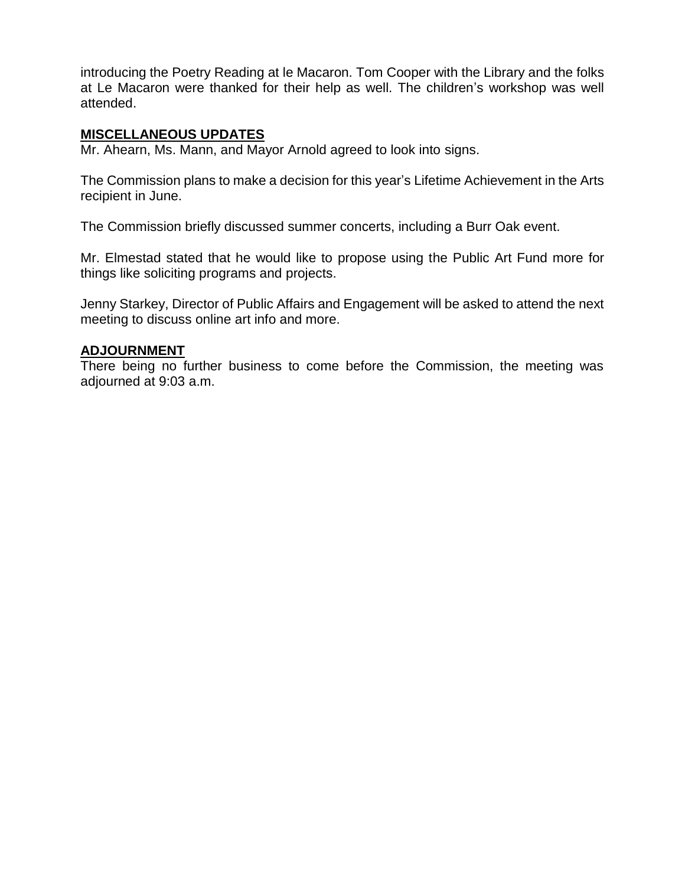introducing the Poetry Reading at le Macaron. Tom Cooper with the Library and the folks at Le Macaron were thanked for their help as well. The children's workshop was well attended.

**MISCELLANEOUS UPDATES**

Mr. Ahearn, Ms. Mann, and Mayor Arnold agreed to look into signs.

The Commission plans to make a decision for this year's Lifetime Achievement in the Arts recipient in June.

The Commission briefly discussed summer concerts, including a Burr Oak event.

Mr. Elmestad stated that he would like to propose using the Public Art Fund more for things like soliciting programs and projects.

Jenny Starkey, Director of Public Affairs and Engagement will be asked to attend the next meeting to discuss online art info and more.

**ADJOURNMENT**

There being no further business to come before the Commission, the meeting was adjourned at 9:03 a.m.